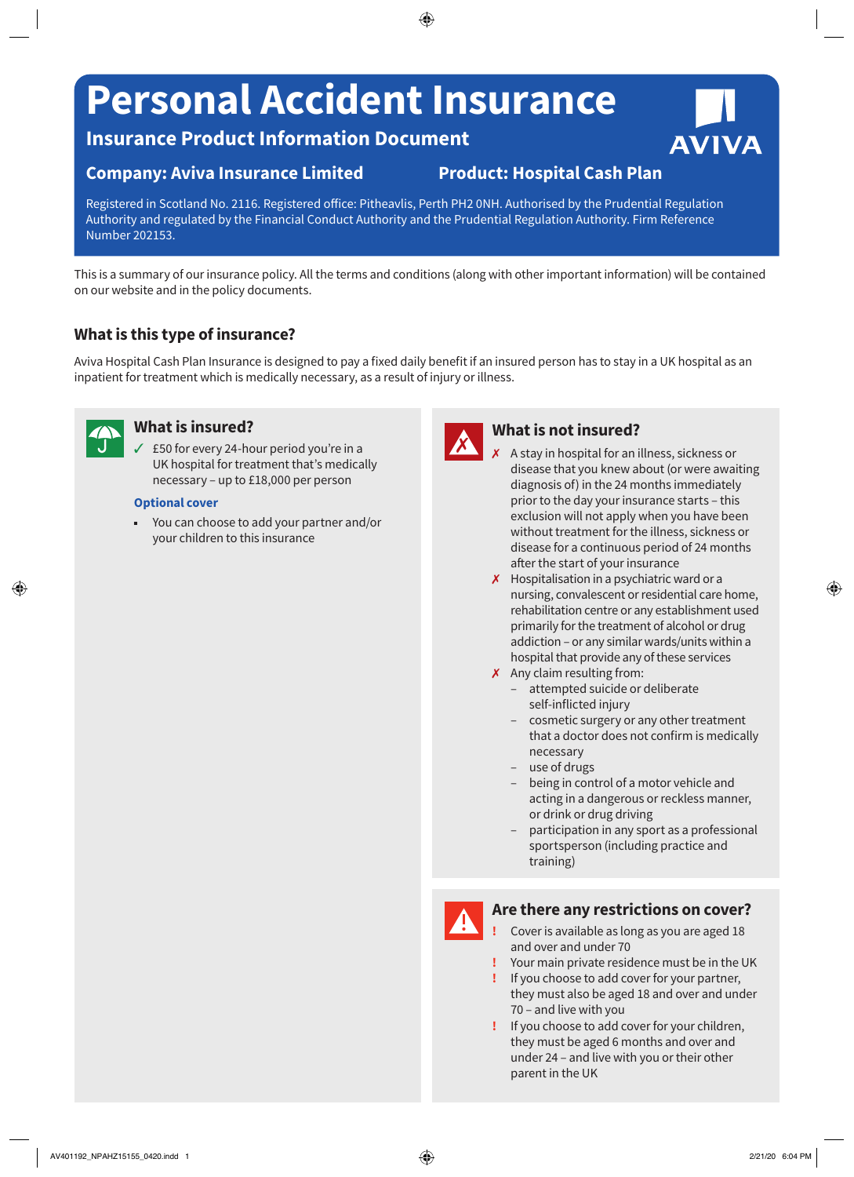# Personal Accident Insurance

## Insurance Product Information Document

**Company: Aviva Insurance Limited** **Product: Hospital Cash Plan**

AVIVA

Registered in Scotland No. 2116. Registered office: Pitheavlis, Perth PH2 0NH. Authorised by the Prudential Regulation Authority and regulated by the Financial Conduct Authority and the Prudential Regulation Authority. Firm Reference Number 202153.

This is a summary of our insurance policy. All the terms and conditions (along with other important information) will be contained on our website and in the policy documents.

### What is this type of insurance?

Aviva Hospital Cash Plan Insurance is designed to pay a fixed daily benefit if an insured person has to stay in a UK hospital as an inpatient for treatment which is medically necessary, as a result of injury or illness.

### What is insured?

✓ £50 for every 24-hour period you're in a UK hospital for treatment that's medically necessary – up to £18,000 per person

**Optional cover**

- You can choose to add your partner and/or your children to this insurance

### What is not insured?

✗ A stay in hospital for an illness, sickness or disease that you knew about (or were awaiting diagnosis of) in the 24 months immediately prior to the day your insurance starts – this exclusion will not apply when you have been without treatment for the illness, sickness or disease for a continuous period of 24 months after the start of your insurance

✗ Hospitalisation in a psychiatric ward or a nursing, convalescent or residential care home, rehabilitation centre or any establishment used primarily for the treatment of alcohol or drug addiction – or any similar wards/units within a hospital that provide any of these services

✗ Any claim resulting from:
- attempted suicide or deliberate self-inflicted injury
- cosmetic surgery or any other treatment that a doctor does not confirm is medically necessary
- use of drugs
- being in control of a motor vehicle and acting in a dangerous or reckless manner, or drink or drug driving
- participation in any sport as a professional sportsperson (including practice and training)

### Are there any restrictions on cover?

! Cover is available as long as you are aged 18 and over and under 70

! Your main private residence must be in the UK

! If you choose to add cover for your partner, they must also be aged 18 and over and under 70 – and live with you

! If you choose to add cover for your children, they must be aged 6 months and over and under 24 – and live with you or their other parent in the UK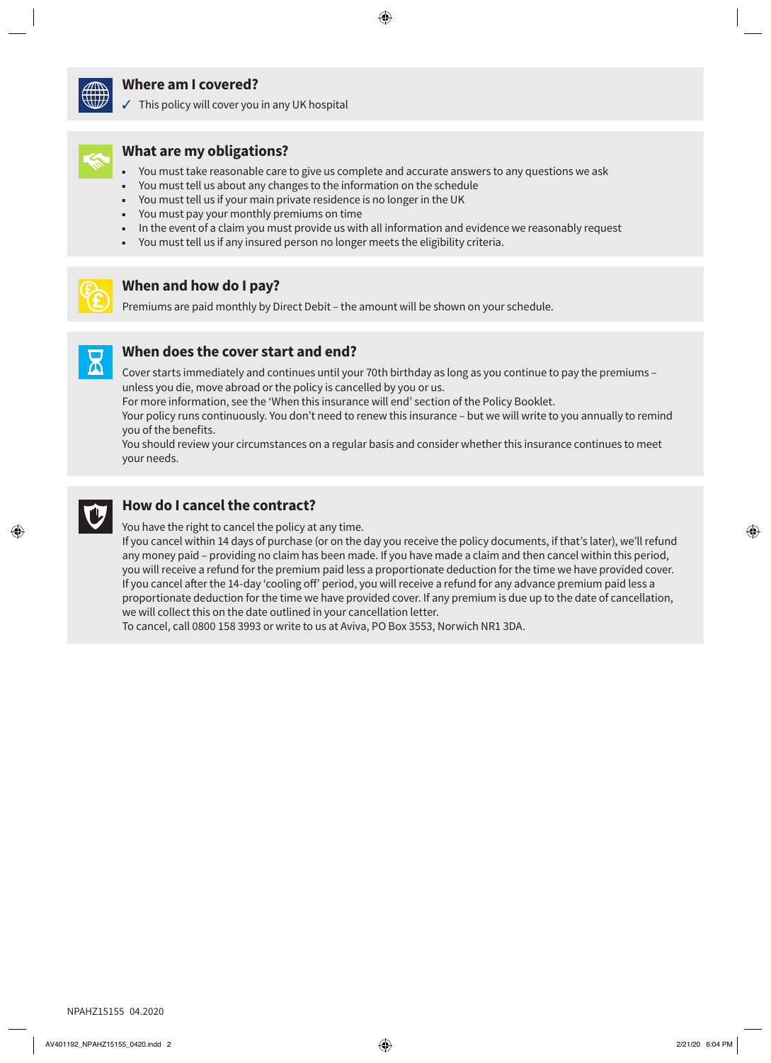## Where am I covered?

✓ This policy will cover you in any UK hospital

## What are my obligations?

- You must take reasonable care to give us complete and accurate answers to any questions we ask
- You must tell us about any changes to the information on the schedule
- You must tell us if your main private residence is no longer in the UK
- You must pay your monthly premiums on time
- In the event of a claim you must provide us with all information and evidence we reasonably request
- You must tell us if any insured person no longer meets the eligibility criteria.

## When and how do I pay?

Premiums are paid monthly by Direct Debit – the amount will be shown on your schedule.

## When does the cover start and end?

Cover starts immediately and continues until your 70th birthday as long as you continue to pay the premiums – unless you die, move abroad or the policy is cancelled by you or us.

For more information, see the 'When this insurance will end' section of the Policy Booklet.

Your policy runs continuously. You don't need to renew this insurance – but we will write to you annually to remind you of the benefits.

You should review your circumstances on a regular basis and consider whether this insurance continues to meet your needs.

## How do I cancel the contract?

You have the right to cancel the policy at any time.

If you cancel within 14 days of purchase (or on the day you receive the policy documents, if that's later), we'll refund any money paid – providing no claim has been made. If you have made a claim and then cancel within this period, you will receive a refund for the premium paid less a proportionate deduction for the time we have provided cover. If you cancel after the 14-day 'cooling off' period, you will receive a refund for any advance premium paid less a proportionate deduction for the time we have provided cover. If any premium is due up to the date of cancellation, we will collect this on the date outlined in your cancellation letter.

To cancel, call 0800 158 3993 or write to us at Aviva, PO Box 3553, Norwich NR1 3DA.

NPAHZ15155 04.2020